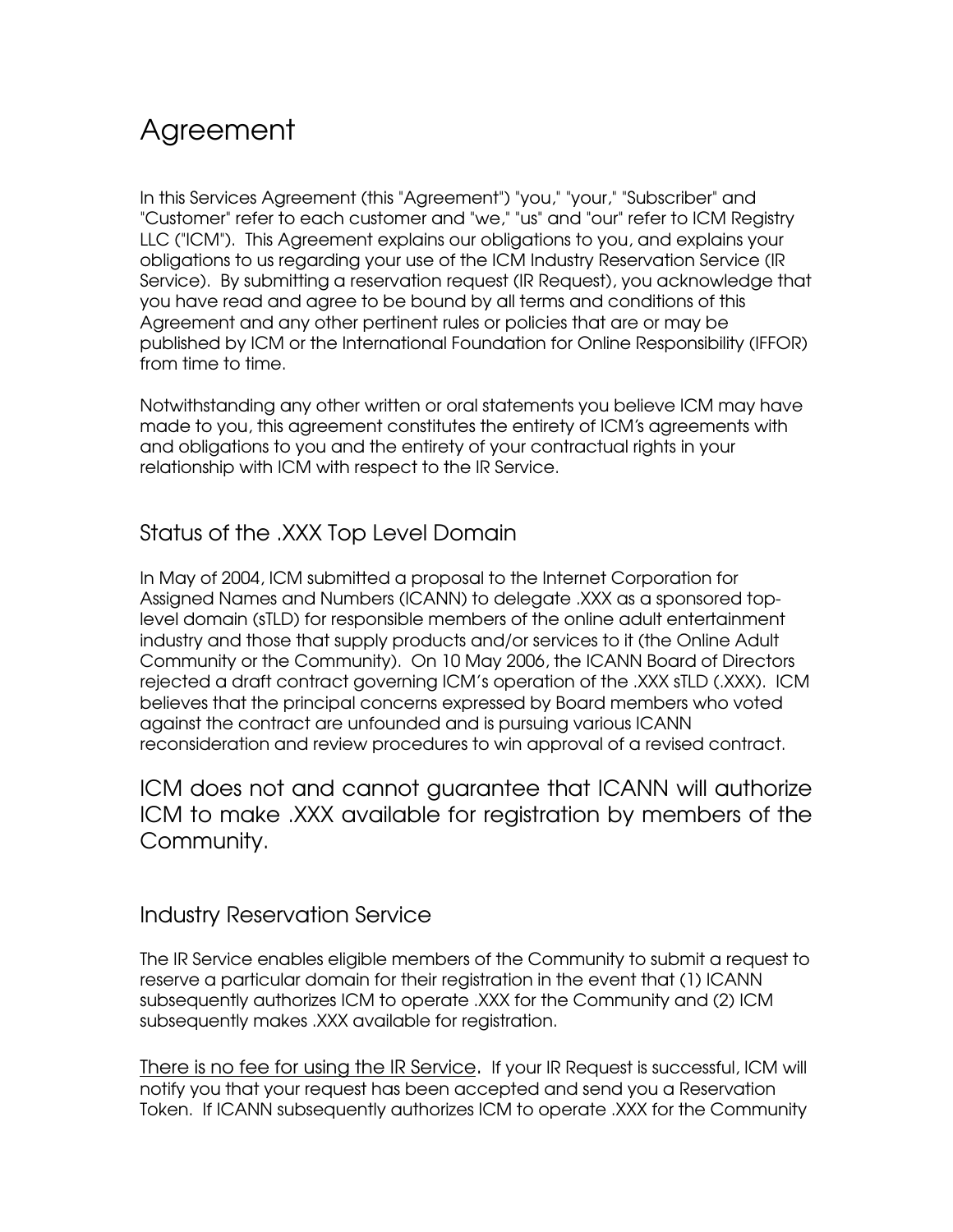# Agreement

In this Services Agreement (this "Agreement") "you," "your," "Subscriber" and "Customer" refer to each customer and "we," "us" and "our" refer to ICM Registry LLC ("ICM"). This Agreement explains our obligations to you, and explains your obligations to us regarding your use of the ICM Industry Reservation Service (IR Service). By submitting a reservation request (IR Request), you acknowledge that you have read and agree to be bound by all terms and conditions of this Agreement and any other pertinent rules or policies that are or may be published by ICM or the International Foundation for Online Responsibility (IFFOR) from time to time.

Notwithstanding any other written or oral statements you believe ICM may have made to you, this agreement constitutes the entirety of ICM's agreements with and obligations to you and the entirety of your contractual rights in your relationship with ICM with respect to the IR Service.

## Status of the .XXX Top Level Domain

In May of 2004, ICM submitted a proposal to the Internet Corporation for Assigned Names and Numbers (ICANN) to delegate .XXX as a sponsored top-level domain (sTLD) for responsible members of the online adult entertainment industry and those that supply products and/or services to it (the Online Adult Community or the Community). On 10 May 2006, the ICANN Board of Directors rejected a draft contract governing ICM's operation of the .XXX sTLD (.XXX). ICM believes that the principal concerns expressed by Board members who voted against the contract are unfounded and is pursuing various ICANN reconsideration and review procedures to win approval of a revised contract.

ICM does not and cannot guarantee that ICANN will authorize ICM to make .XXX available for registration by members of the Community.

## Industry Reservation Service

The IR Service enables eligible members of the Community to submit a request to reserve a particular domain for their registration in the event that (1) ICANN subsequently authorizes ICM to operate .XXX for the Community and (2) ICM subsequently makes .XXX available for registration.

<u>There is no fee for using the IR Service</u>. If your IR Request is successful, ICM will notify you that your request has been accepted and send you a Reservation Token. If ICANN subsequently authorizes ICM to operate .XXX for the Community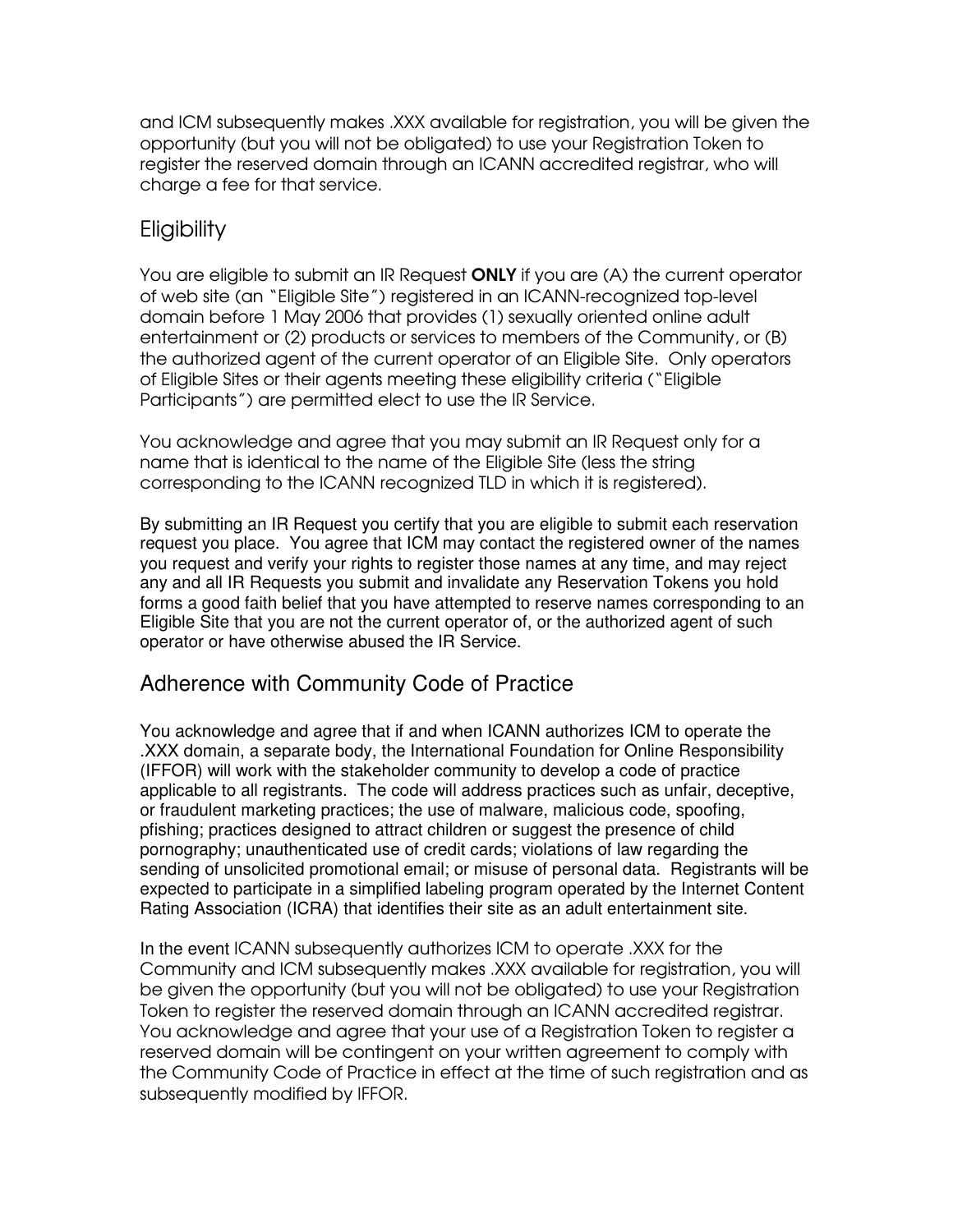and ICM subsequently makes .XXX available for registration, you will be given the opportunity (but you will not be obligated) to use your Registration Token to register the reserved domain through an ICANN accredited registrar, who will charge a fee for that service.

## Eligibility

You are eligible to submit an IR Request **ONLY** if you are (A) the current operator of web site (an "Eligible Site") registered in an ICANN-recognized top-level domain before 1 May 2006 that provides (1) sexually oriented online adult entertainment or (2) products or services to members of the Community, or (B) the authorized agent of the current operator of an Eligible Site. Only operators of Eligible Sites or their agents meeting these eligibility criteria ("Eligible Participants") are permitted elect to use the IR Service.

You acknowledge and agree that you may submit an IR Request only for a name that is identical to the name of the Eligible Site (less the string corresponding to the ICANN recognized TLD in which it is registered).

By submitting an IR Request you certify that you are eligible to submit each reservation request you place. You agree that ICM may contact the registered owner of the names you request and verify your rights to register those names at any time, and may reject any and all IR Requests you submit and invalidate any Reservation Tokens you hold forms a good faith belief that you have attempted to reserve names corresponding to an Eligible Site that you are not the current operator of, or the authorized agent of such operator or have otherwise abused the IR Service.

## Adherence with Community Code of Practice

You acknowledge and agree that if and when ICANN authorizes ICM to operate the .XXX domain, a separate body, the International Foundation for Online Responsibility (IFFOR) will work with the stakeholder community to develop a code of practice applicable to all registrants. The code will address practices such as unfair, deceptive, or fraudulent marketing practices; the use of malware, malicious code, spoofing, pfishing; practices designed to attract children or suggest the presence of child pornography; unauthenticated use of credit cards; violations of law regarding the sending of unsolicited promotional email; or misuse of personal data. Registrants will be expected to participate in a simplified labeling program operated by the Internet Content Rating Association (ICRA) that identifies their site as an adult entertainment site.

In the event ICANN subsequently authorizes ICM to operate .XXX for the Community and ICM subsequently makes .XXX available for registration, you will be given the opportunity (but you will not be obligated) to use your Registration Token to register the reserved domain through an ICANN accredited registrar. You acknowledge and agree that your use of a Registration Token to register a reserved domain will be contingent on your written agreement to comply with the Community Code of Practice in effect at the time of such registration and as subsequently modified by IFFOR.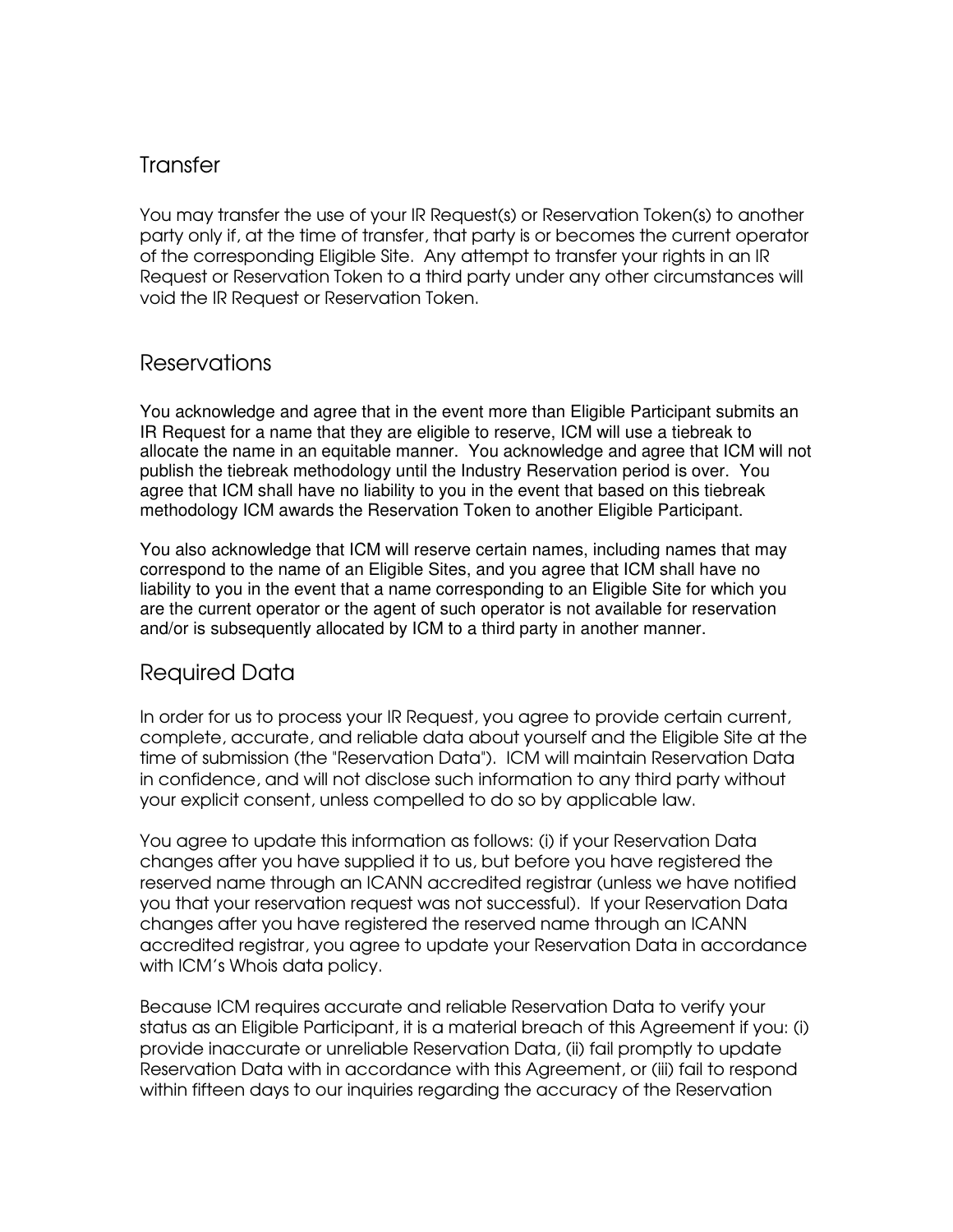## Transfer

You may transfer the use of your IR Request(s) or Reservation Token(s) to another party only if, at the time of transfer, that party is or becomes the current operator of the corresponding Eligible Site. Any attempt to transfer your rights in an IR Request or Reservation Token to a third party under any other circumstances will void the IR Request or Reservation Token.

## Reservations

You acknowledge and agree that in the event more than Eligible Participant submits an IR Request for a name that they are eligible to reserve, ICM will use a tiebreak to allocate the name in an equitable manner. You acknowledge and agree that ICM will not publish the tiebreak methodology until the Industry Reservation period is over. You agree that ICM shall have no liability to you in the event that based on this tiebreak methodology ICM awards the Reservation Token to another Eligible Participant.

You also acknowledge that ICM will reserve certain names, including names that may correspond to the name of an Eligible Sites, and you agree that ICM shall have no liability to you in the event that a name corresponding to an Eligible Site for which you are the current operator or the agent of such operator is not available for reservation and/or is subsequently allocated by ICM to a third party in another manner.

## Required Data

In order for us to process your IR Request, you agree to provide certain current, complete, accurate, and reliable data about yourself and the Eligible Site at the time of submission (the "Reservation Data"). ICM will maintain Reservation Data in confidence, and will not disclose such information to any third party without your explicit consent, unless compelled to do so by applicable law.

You agree to update this information as follows: (i) if your Reservation Data changes after you have supplied it to us, but before you have registered the reserved name through an ICANN accredited registrar (unless we have notified you that your reservation request was not successful). If your Reservation Data changes after you have registered the reserved name through an ICANN accredited registrar, you agree to update your Reservation Data in accordance with ICM's Whois data policy.

Because ICM requires accurate and reliable Reservation Data to verify your status as an Eligible Participant, it is a material breach of this Agreement if you: (i) provide inaccurate or unreliable Reservation Data, (ii) fail promptly to update Reservation Data with in accordance with this Agreement, or (iii) fail to respond within fifteen days to our inquiries regarding the accuracy of the Reservation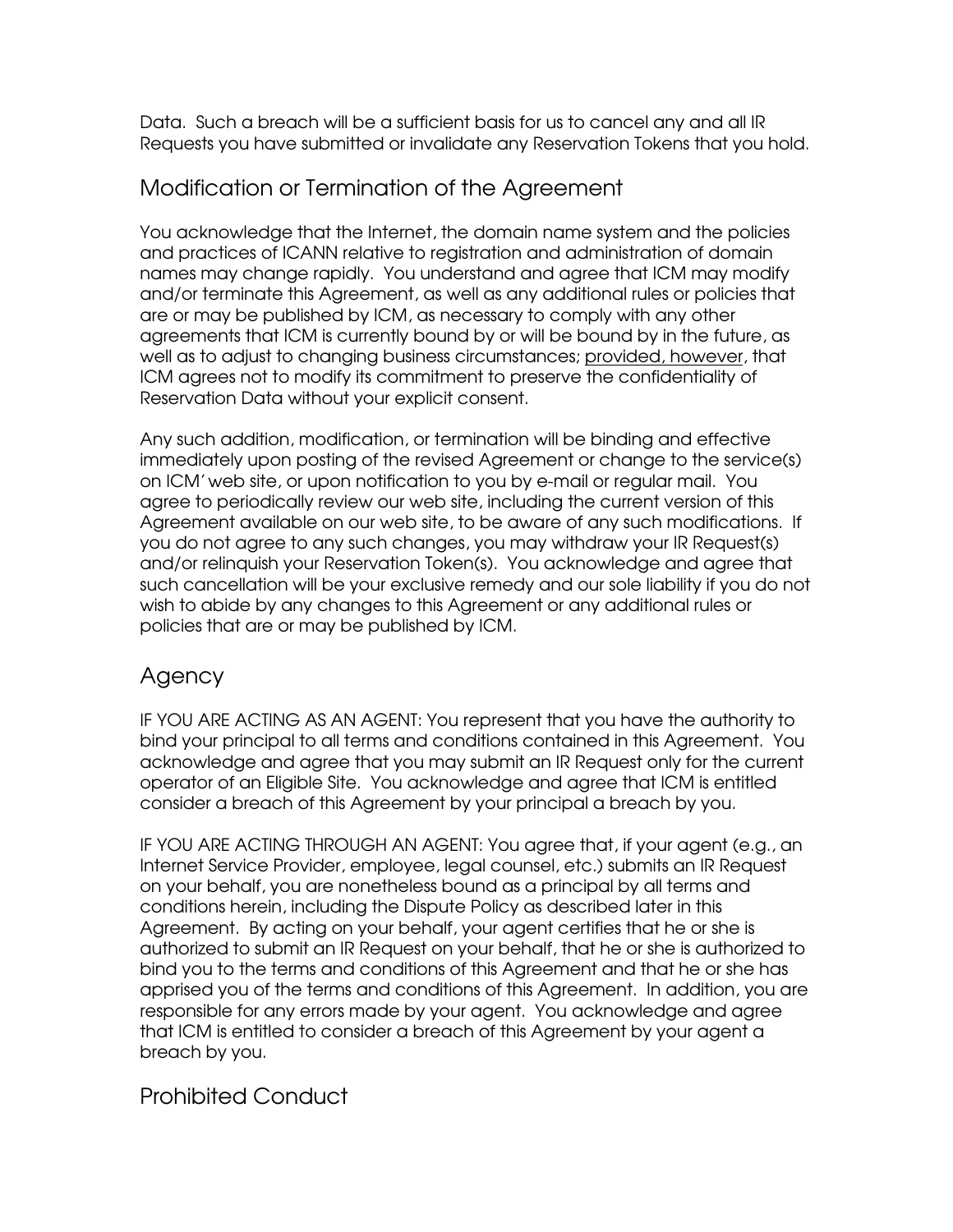Data. Such a breach will be a sufficient basis for us to cancel any and all IR Requests you have submitted or invalidate any Reservation Tokens that you hold.

## Modification or Termination of the Agreement

You acknowledge that the Internet, the domain name system and the policies and practices of ICANN relative to registration and administration of domain names may change rapidly. You understand and agree that ICM may modify and/or terminate this Agreement, as well as any additional rules or policies that are or may be published by ICM, as necessary to comply with any other agreements that ICM is currently bound by or will be bound by in the future, as well as to adjust to changing business circumstances; <u>provided, however</u>, that ICM agrees not to modify its commitment to preserve the confidentiality of Reservation Data without your explicit consent.

Any such addition, modification, or termination will be binding and effective immediately upon posting of the revised Agreement or change to the service(s) on ICM' web site, or upon notification to you by e-mail or regular mail. You agree to periodically review our web site, including the current version of this Agreement available on our web site, to be aware of any such modifications. If you do not agree to any such changes, you may withdraw your IR Request(s) and/or relinquish your Reservation Token(s). You acknowledge and agree that such cancellation will be your exclusive remedy and our sole liability if you do not wish to abide by any changes to this Agreement or any additional rules or policies that are or may be published by ICM.

## Agency

IF YOU ARE ACTING AS AN AGENT: You represent that you have the authority to bind your principal to all terms and conditions contained in this Agreement. You acknowledge and agree that you may submit an IR Request only for the current operator of an Eligible Site. You acknowledge and agree that ICM is entitled consider a breach of this Agreement by your principal a breach by you.

IF YOU ARE ACTING THROUGH AN AGENT: You agree that, if your agent (e.g., an Internet Service Provider, employee, legal counsel, etc.) submits an IR Request on your behalf, you are nonetheless bound as a principal by all terms and conditions herein, including the Dispute Policy as described later in this Agreement. By acting on your behalf, your agent certifies that he or she is authorized to submit an IR Request on your behalf, that he or she is authorized to bind you to the terms and conditions of this Agreement and that he or she has apprised you of the terms and conditions of this Agreement. In addition, you are responsible for any errors made by your agent. You acknowledge and agree that ICM is entitled to consider a breach of this Agreement by your agent a breach by you.

## Prohibited Conduct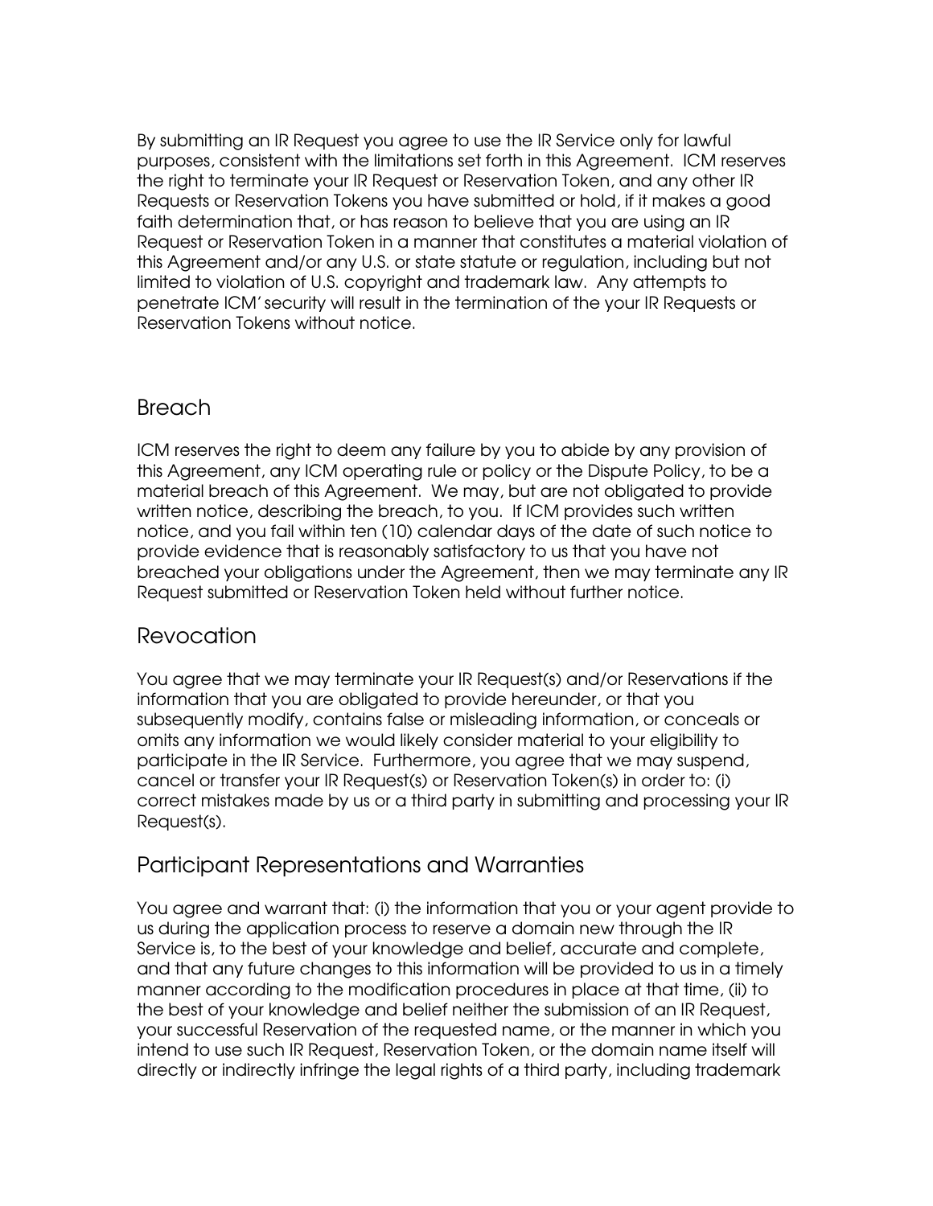By submitting an IR Request you agree to use the IR Service only for lawful purposes, consistent with the limitations set forth in this Agreement. ICM reserves the right to terminate your IR Request or Reservation Token, and any other IR Requests or Reservation Tokens you have submitted or hold, if it makes a good faith determination that, or has reason to believe that you are using an IR Request or Reservation Token in a manner that constitutes a material violation of this Agreement and/or any U.S. or state statute or regulation, including but not limited to violation of U.S. copyright and trademark law. Any attempts to penetrate ICM' security will result in the termination of the your IR Requests or Reservation Tokens without notice.

## Breach

ICM reserves the right to deem any failure by you to abide by any provision of this Agreement, any ICM operating rule or policy or the Dispute Policy, to be a material breach of this Agreement. We may, but are not obligated to provide written notice, describing the breach, to you. If ICM provides such written notice, and you fail within ten (10) calendar days of the date of such notice to provide evidence that is reasonably satisfactory to us that you have not breached your obligations under the Agreement, then we may terminate any IR Request submitted or Reservation Token held without further notice.

## Revocation

You agree that we may terminate your IR Request(s) and/or Reservations if the information that you are obligated to provide hereunder, or that you subsequently modify, contains false or misleading information, or conceals or omits any information we would likely consider material to your eligibility to participate in the IR Service. Furthermore, you agree that we may suspend, cancel or transfer your IR Request(s) or Reservation Token(s) in order to: (i) correct mistakes made by us or a third party in submitting and processing your IR Request(s).

## Participant Representations and Warranties

You agree and warrant that: (i) the information that you or your agent provide to us during the application process to reserve a domain new through the IR Service is, to the best of your knowledge and belief, accurate and complete, and that any future changes to this information will be provided to us in a timely manner according to the modification procedures in place at that time, (ii) to the best of your knowledge and belief neither the submission of an IR Request, your successful Reservation of the requested name, or the manner in which you intend to use such IR Request, Reservation Token, or the domain name itself will directly or indirectly infringe the legal rights of a third party, including trademark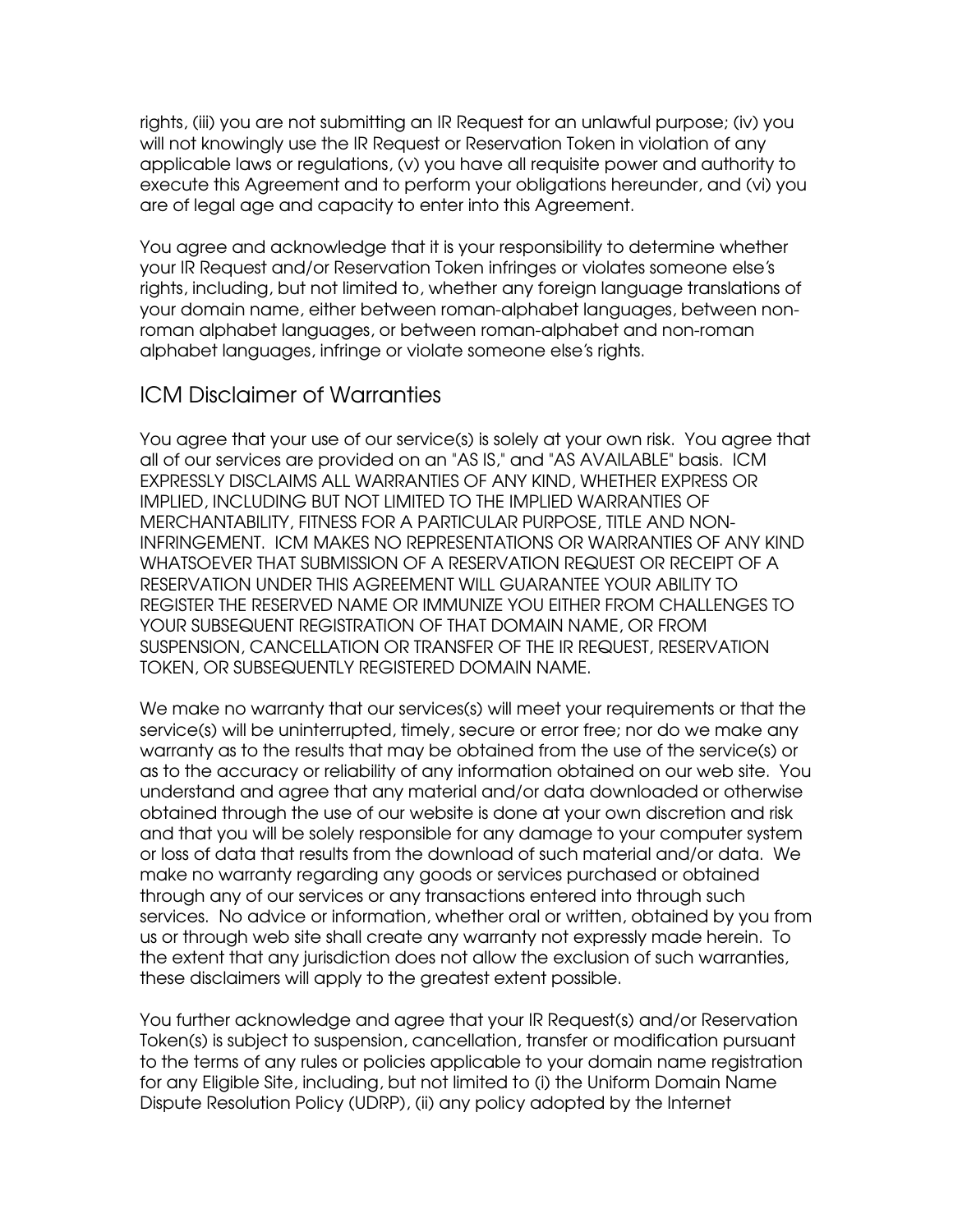rights, (iii) you are not submitting an IR Request for an unlawful purpose; (iv) you will not knowingly use the IR Request or Reservation Token in violation of any applicable laws or regulations, (v) you have all requisite power and authority to execute this Agreement and to perform your obligations hereunder, and (vi) you are of legal age and capacity to enter into this Agreement.

You agree and acknowledge that it is your responsibility to determine whether your IR Request and/or Reservation Token infringes or violates someone else's rights, including, but not limited to, whether any foreign language translations of your domain name, either between roman-alphabet languages, between non-roman alphabet languages, or between roman-alphabet and non-roman alphabet languages, infringe or violate someone else's rights.

## ICM Disclaimer of Warranties

You agree that your use of our service(s) is solely at your own risk. You agree that all of our services are provided on an "AS IS," and "AS AVAILABLE" basis. ICM EXPRESSLY DISCLAIMS ALL WARRANTIES OF ANY KIND, WHETHER EXPRESS OR IMPLIED, INCLUDING BUT NOT LIMITED TO THE IMPLIED WARRANTIES OF MERCHANTABILITY, FITNESS FOR A PARTICULAR PURPOSE, TITLE AND NON-INFRINGEMENT. ICM MAKES NO REPRESENTATIONS OR WARRANTIES OF ANY KIND WHATSOEVER THAT SUBMISSION OF A RESERVATION REQUEST OR RECEIPT OF A RESERVATION UNDER THIS AGREEMENT WILL GUARANTEE YOUR ABILITY TO REGISTER THE RESERVED NAME OR IMMUNIZE YOU EITHER FROM CHALLENGES TO YOUR SUBSEQUENT REGISTRATION OF THAT DOMAIN NAME, OR FROM SUSPENSION, CANCELLATION OR TRANSFER OF THE IR REQUEST, RESERVATION TOKEN, OR SUBSEQUENTLY REGISTERED DOMAIN NAME.

We make no warranty that our services(s) will meet your requirements or that the service(s) will be uninterrupted, timely, secure or error free; nor do we make any warranty as to the results that may be obtained from the use of the service(s) or as to the accuracy or reliability of any information obtained on our web site. You understand and agree that any material and/or data downloaded or otherwise obtained through the use of our website is done at your own discretion and risk and that you will be solely responsible for any damage to your computer system or loss of data that results from the download of such material and/or data. We make no warranty regarding any goods or services purchased or obtained through any of our services or any transactions entered into through such services. No advice or information, whether oral or written, obtained by you from us or through web site shall create any warranty not expressly made herein. To the extent that any jurisdiction does not allow the exclusion of such warranties, these disclaimers will apply to the greatest extent possible.

You further acknowledge and agree that your IR Request(s) and/or Reservation Token(s) is subject to suspension, cancellation, transfer or modification pursuant to the terms of any rules or policies applicable to your domain name registration for any Eligible Site, including, but not limited to (i) the Uniform Domain Name Dispute Resolution Policy (UDRP), (ii) any policy adopted by the Internet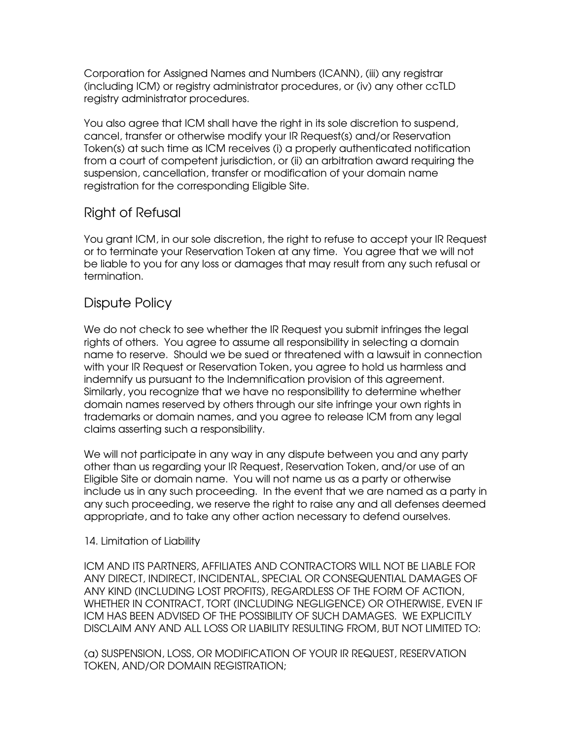Corporation for Assigned Names and Numbers (ICANN), (iii) any registrar (including ICM) or registry administrator procedures, or (iv) any other ccTLD registry administrator procedures.

You also agree that ICM shall have the right in its sole discretion to suspend, cancel, transfer or otherwise modify your IR Request(s) and/or Reservation Token(s) at such time as ICM receives (i) a properly authenticated notification from a court of competent jurisdiction, or (ii) an arbitration award requiring the suspension, cancellation, transfer or modification of your domain name registration for the corresponding Eligible Site.

## Right of Refusal

You grant ICM, in our sole discretion, the right to refuse to accept your IR Request or to terminate your Reservation Token at any time. You agree that we will not be liable to you for any loss or damages that may result from any such refusal or termination.

## Dispute Policy

We do not check to see whether the IR Request you submit infringes the legal rights of others. You agree to assume all responsibility in selecting a domain name to reserve. Should we be sued or threatened with a lawsuit in connection with your IR Request or Reservation Token, you agree to hold us harmless and indemnify us pursuant to the Indemnification provision of this agreement. Similarly, you recognize that we have no responsibility to determine whether domain names reserved by others through our site infringe your own rights in trademarks or domain names, and you agree to release ICM from any legal claims asserting such a responsibility.

We will not participate in any way in any dispute between you and any party other than us regarding your IR Request, Reservation Token, and/or use of an Eligible Site or domain name. You will not name us as a party or otherwise include us in any such proceeding. In the event that we are named as a party in any such proceeding, we reserve the right to raise any and all defenses deemed appropriate, and to take any other action necessary to defend ourselves.

14. Limitation of Liability

ICM AND ITS PARTNERS, AFFILIATES AND CONTRACTORS WILL NOT BE LIABLE FOR ANY DIRECT, INDIRECT, INCIDENTAL, SPECIAL OR CONSEQUENTIAL DAMAGES OF ANY KIND (INCLUDING LOST PROFITS), REGARDLESS OF THE FORM OF ACTION, WHETHER IN CONTRACT, TORT (INCLUDING NEGLIGENCE) OR OTHERWISE, EVEN IF ICM HAS BEEN ADVISED OF THE POSSIBILITY OF SUCH DAMAGES. WE EXPLICITLY DISCLAIM ANY AND ALL LOSS OR LIABILITY RESULTING FROM, BUT NOT LIMITED TO:

(a) SUSPENSION, LOSS, OR MODIFICATION OF YOUR IR REQUEST, RESERVATION TOKEN, AND/OR DOMAIN REGISTRATION;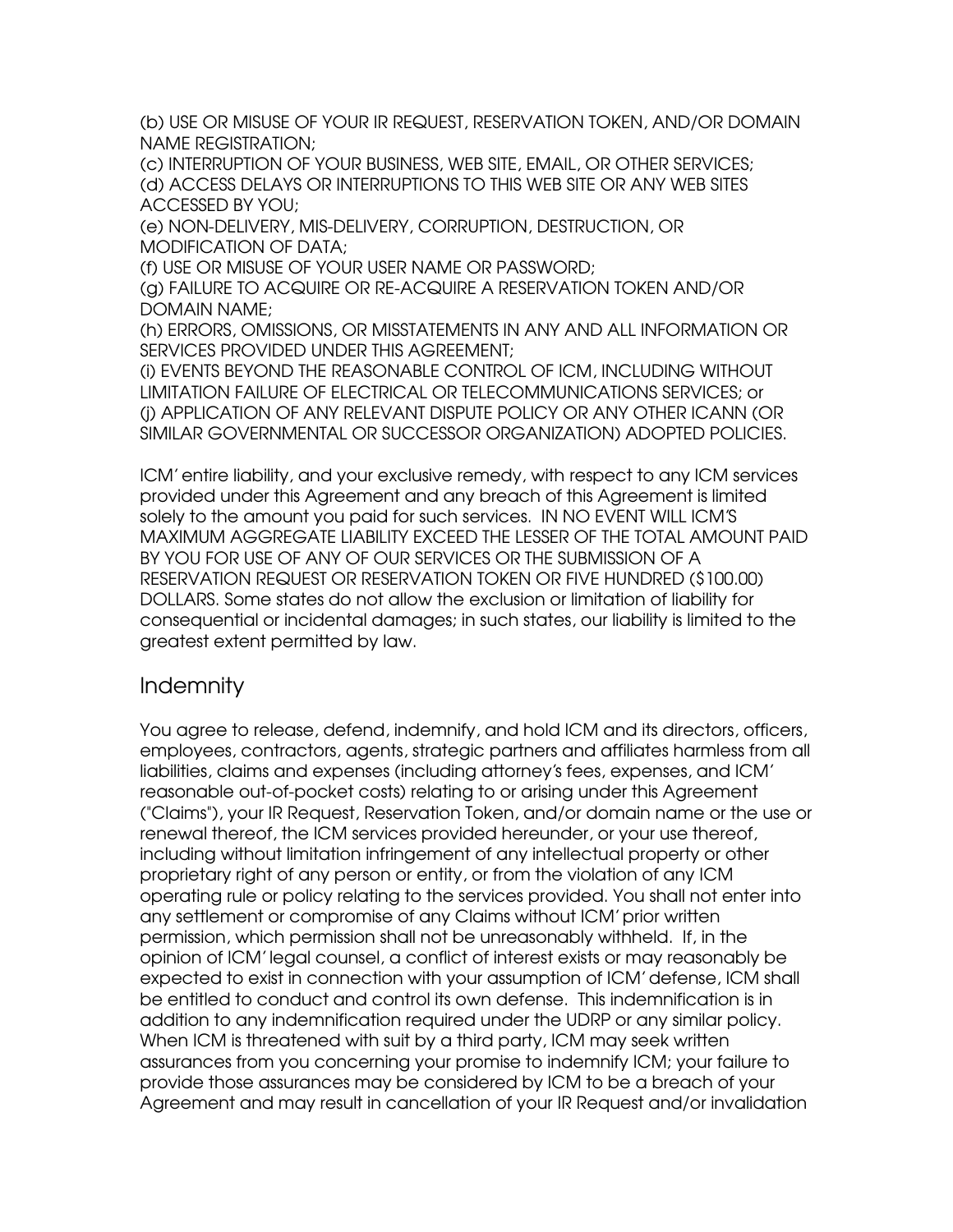(b) USE OR MISUSE OF YOUR IR REQUEST, RESERVATION TOKEN, AND/OR DOMAIN NAME REGISTRATION;
(c) INTERRUPTION OF YOUR BUSINESS, WEB SITE, EMAIL, OR OTHER SERVICES;
(d) ACCESS DELAYS OR INTERRUPTIONS TO THIS WEB SITE OR ANY WEB SITES ACCESSED BY YOU;
(e) NON-DELIVERY, MIS-DELIVERY, CORRUPTION, DESTRUCTION, OR MODIFICATION OF DATA;
(f) USE OR MISUSE OF YOUR USER NAME OR PASSWORD;
(g) FAILURE TO ACQUIRE OR RE-ACQUIRE A RESERVATION TOKEN AND/OR DOMAIN NAME;
(h) ERRORS, OMISSIONS, OR MISSTATEMENTS IN ANY AND ALL INFORMATION OR SERVICES PROVIDED UNDER THIS AGREEMENT;
(i) EVENTS BEYOND THE REASONABLE CONTROL OF ICM, INCLUDING WITHOUT LIMITATION FAILURE OF ELECTRICAL OR TELECOMMUNICATIONS SERVICES; or
(j) APPLICATION OF ANY RELEVANT DISPUTE POLICY OR ANY OTHER ICANN (OR SIMILAR GOVERNMENTAL OR SUCCESSOR ORGANIZATION) ADOPTED POLICIES.

ICM' entire liability, and your exclusive remedy, with respect to any ICM services provided under this Agreement and any breach of this Agreement is limited solely to the amount you paid for such services. IN NO EVENT WILL ICM'S MAXIMUM AGGREGATE LIABILITY EXCEED THE LESSER OF THE TOTAL AMOUNT PAID BY YOU FOR USE OF ANY OF OUR SERVICES OR THE SUBMISSION OF A RESERVATION REQUEST OR RESERVATION TOKEN OR FIVE HUNDRED ($100.00) DOLLARS. Some states do not allow the exclusion or limitation of liability for consequential or incidental damages; in such states, our liability is limited to the greatest extent permitted by law.

## Indemnity

You agree to release, defend, indemnify, and hold ICM and its directors, officers, employees, contractors, agents, strategic partners and affiliates harmless from all liabilities, claims and expenses (including attorney's fees, expenses, and ICM' reasonable out-of-pocket costs) relating to or arising under this Agreement ("Claims"), your IR Request, Reservation Token, and/or domain name or the use or renewal thereof, the ICM services provided hereunder, or your use thereof, including without limitation infringement of any intellectual property or other proprietary right of any person or entity, or from the violation of any ICM operating rule or policy relating to the services provided. You shall not enter into any settlement or compromise of any Claims without ICM' prior written permission, which permission shall not be unreasonably withheld. If, in the opinion of ICM' legal counsel, a conflict of interest exists or may reasonably be expected to exist in connection with your assumption of ICM' defense, ICM shall be entitled to conduct and control its own defense. This indemnification is in addition to any indemnification required under the UDRP or any similar policy. When ICM is threatened with suit by a third party, ICM may seek written assurances from you concerning your promise to indemnify ICM; your failure to provide those assurances may be considered by ICM to be a breach of your Agreement and may result in cancellation of your IR Request and/or invalidation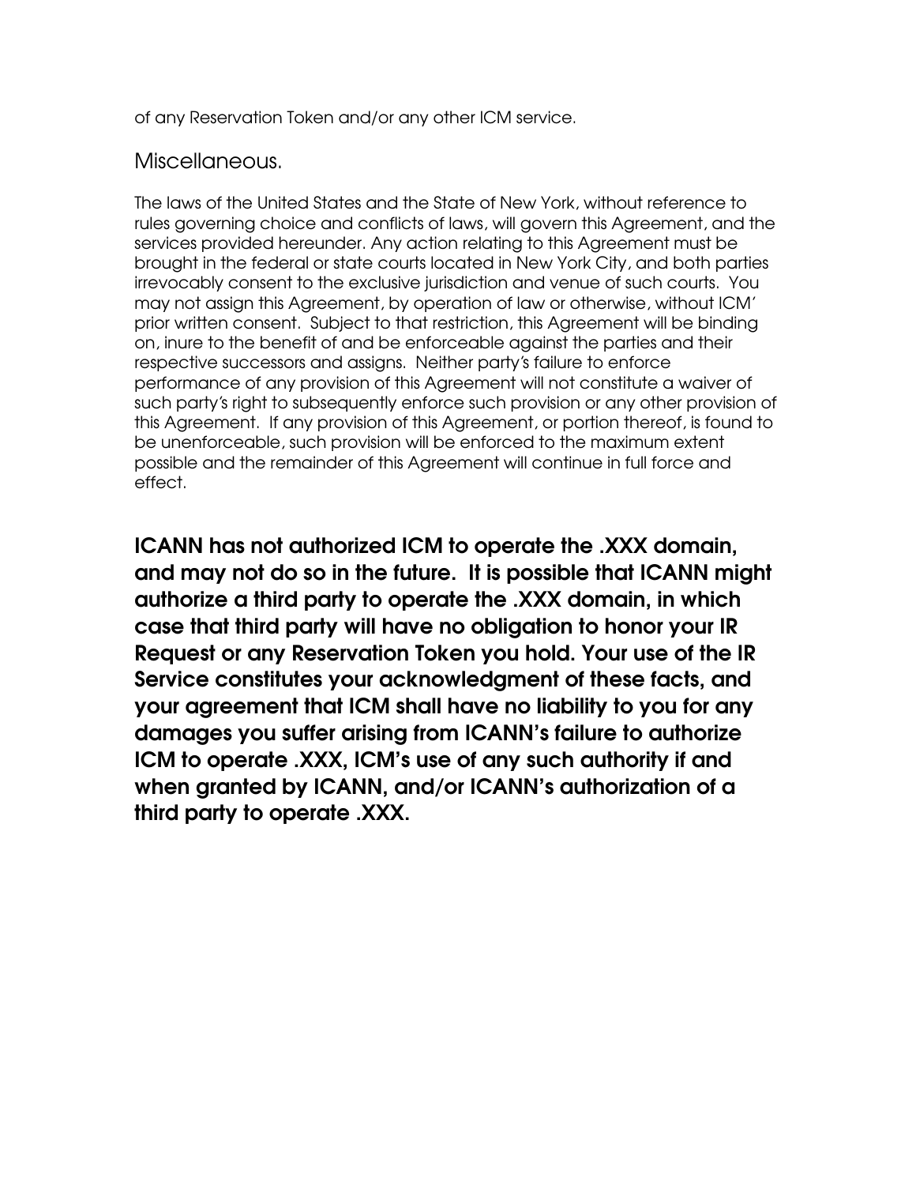of any Reservation Token and/or any other ICM service.

## Miscellaneous.

The laws of the United States and the State of New York, without reference to rules governing choice and conflicts of laws, will govern this Agreement, and the services provided hereunder. Any action relating to this Agreement must be brought in the federal or state courts located in New York City, and both parties irrevocably consent to the exclusive jurisdiction and venue of such courts. You may not assign this Agreement, by operation of law or otherwise, without ICM' prior written consent. Subject to that restriction, this Agreement will be binding on, inure to the benefit of and be enforceable against the parties and their respective successors and assigns. Neither party's failure to enforce performance of any provision of this Agreement will not constitute a waiver of such party's right to subsequently enforce such provision or any other provision of this Agreement. If any provision of this Agreement, or portion thereof, is found to be unenforceable, such provision will be enforced to the maximum extent possible and the remainder of this Agreement will continue in full force and effect.

**ICANN has not authorized ICM to operate the .XXX domain, and may not do so in the future. It is possible that ICANN might authorize a third party to operate the .XXX domain, in which case that third party will have no obligation to honor your IR Request or any Reservation Token you hold. Your use of the IR Service constitutes your acknowledgment of these facts, and your agreement that ICM shall have no liability to you for any damages you suffer arising from ICANN's failure to authorize ICM to operate .XXX, ICM's use of any such authority if and when granted by ICANN, and/or ICANN's authorization of a third party to operate .XXX.**